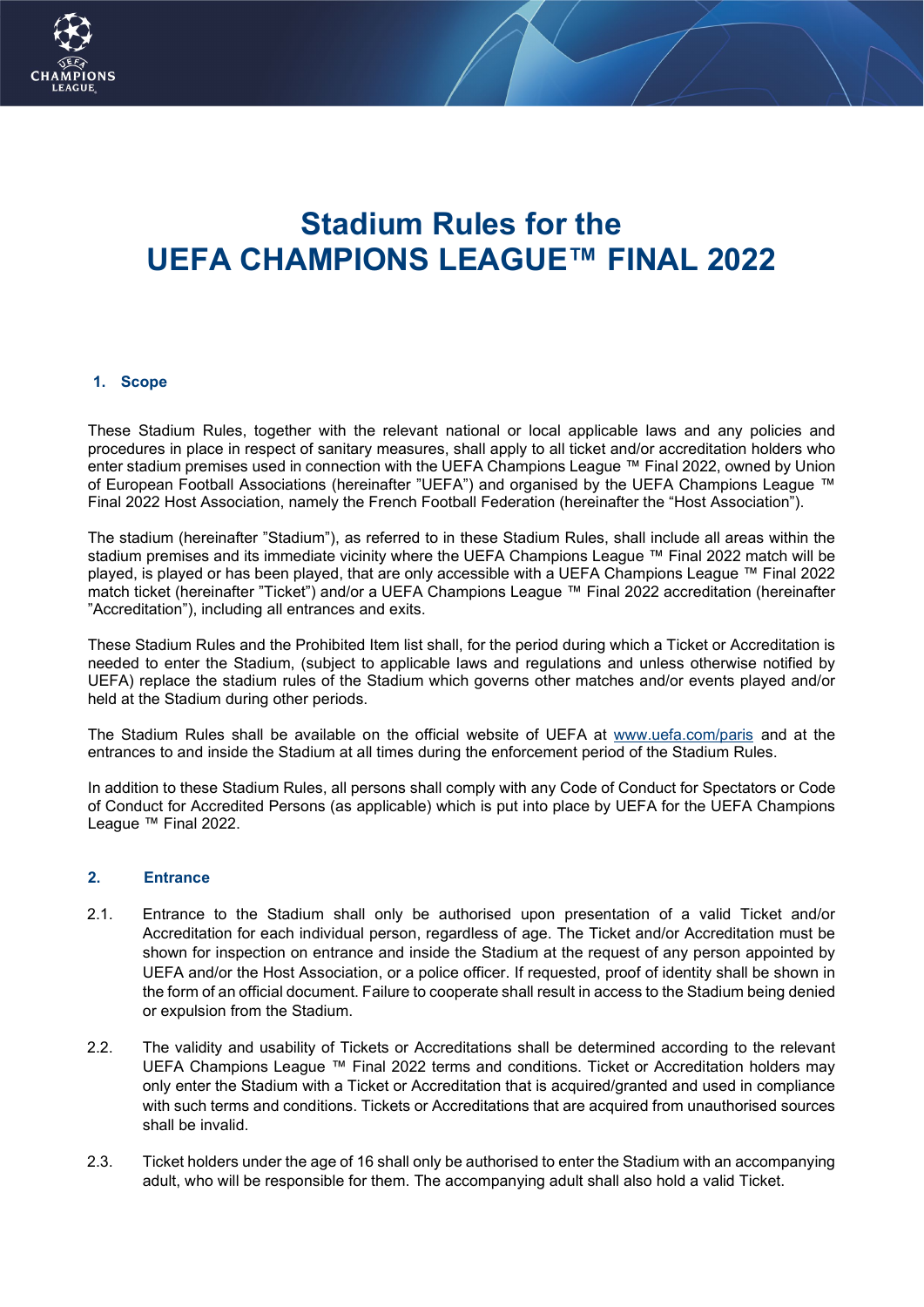# Stadium Rules for the UEFA CHAMPIONS LEAGUE™ FINAL 2022

## 1. Scope

These Stadium Rules, together with the relevant national or local applicable laws and any policies and procedures in place in respect of sanitary measures, shall apply to all ticket and/or accreditation holders who enter stadium premises used in connection with the UEFA Champions League ™ Final 2022, owned by Union of European Football Associations (hereinafter "UEFA") and organised by the UEFA Champions League ™ Final 2022 Host Association, namely the French Football Federation (hereinafter the "Host Association").

The stadium (hereinafter "Stadium"), as referred to in these Stadium Rules, shall include all areas within the stadium premises and its immediate vicinity where the UEFA Champions League ™ Final 2022 match will be played, is played or has been played, that are only accessible with a UEFA Champions League ™ Final 2022 match ticket (hereinafter "Ticket") and/or a UEFA Champions League ™ Final 2022 accreditation (hereinafter "Accreditation"), including all entrances and exits.

These Stadium Rules and the Prohibited Item list shall, for the period during which a Ticket or Accreditation is needed to enter the Stadium, (subject to applicable laws and regulations and unless otherwise notified by UEFA) replace the stadium rules of the Stadium which governs other matches and/or events played and/or held at the Stadium during other periods.

The Stadium Rules shall be available on the official website of UEFA at www.uefa.com/paris and at the entrances to and inside the Stadium at all times during the enforcement period of the Stadium Rules.

In addition to these Stadium Rules, all persons shall comply with any Code of Conduct for Spectators or Code of Conduct for Accredited Persons (as applicable) which is put into place by UEFA for the UEFA Champions League ™ Final 2022.

## 2. Entrance

2.1. Entrance to the Stadium shall only be authorised upon presentation of a valid Ticket and/or Accreditation for each individual person, regardless of age. The Ticket and/or Accreditation must be shown for inspection on entrance and inside the Stadium at the request of any person appointed by UEFA and/or the Host Association, or a police officer. If requested, proof of identity shall be shown in the form of an official document. Failure to cooperate shall result in access to the Stadium being denied or expulsion from the Stadium.

2.2. The validity and usability of Tickets or Accreditations shall be determined according to the relevant UEFA Champions League ™ Final 2022 terms and conditions. Ticket or Accreditation holders may only enter the Stadium with a Ticket or Accreditation that is acquired/granted and used in compliance with such terms and conditions. Tickets or Accreditations that are acquired from unauthorised sources shall be invalid.

2.3. Ticket holders under the age of 16 shall only be authorised to enter the Stadium with an accompanying adult, who will be responsible for them. The accompanying adult shall also hold a valid Ticket.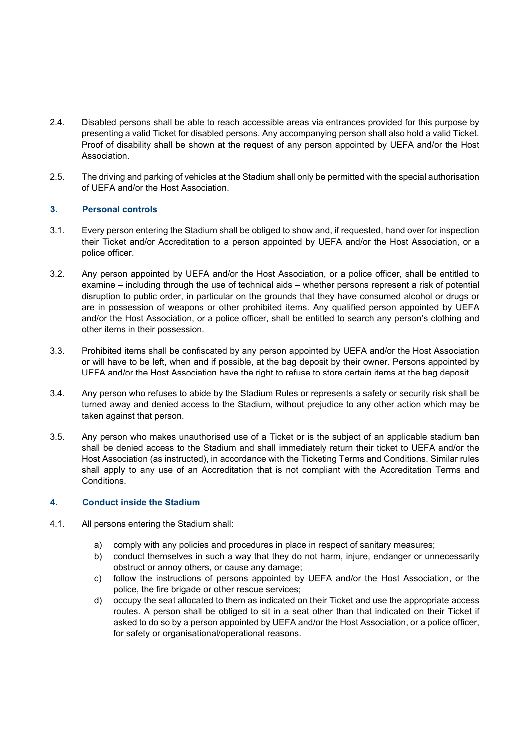2.4. Disabled persons shall be able to reach accessible areas via entrances provided for this purpose by presenting a valid Ticket for disabled persons. Any accompanying person shall also hold a valid Ticket. Proof of disability shall be shown at the request of any person appointed by UEFA and/or the Host Association.

2.5. The driving and parking of vehicles at the Stadium shall only be permitted with the special authorisation of UEFA and/or the Host Association.

## 3. Personal controls

3.1. Every person entering the Stadium shall be obliged to show and, if requested, hand over for inspection their Ticket and/or Accreditation to a person appointed by UEFA and/or the Host Association, or a police officer.

3.2. Any person appointed by UEFA and/or the Host Association, or a police officer, shall be entitled to examine – including through the use of technical aids – whether persons represent a risk of potential disruption to public order, in particular on the grounds that they have consumed alcohol or drugs or are in possession of weapons or other prohibited items. Any qualified person appointed by UEFA and/or the Host Association, or a police officer, shall be entitled to search any person's clothing and other items in their possession.

3.3. Prohibited items shall be confiscated by any person appointed by UEFA and/or the Host Association or will have to be left, when and if possible, at the bag deposit by their owner. Persons appointed by UEFA and/or the Host Association have the right to refuse to store certain items at the bag deposit.

3.4. Any person who refuses to abide by the Stadium Rules or represents a safety or security risk shall be turned away and denied access to the Stadium, without prejudice to any other action which may be taken against that person.

3.5. Any person who makes unauthorised use of a Ticket or is the subject of an applicable stadium ban shall be denied access to the Stadium and shall immediately return their ticket to UEFA and/or the Host Association (as instructed), in accordance with the Ticketing Terms and Conditions. Similar rules shall apply to any use of an Accreditation that is not compliant with the Accreditation Terms and Conditions.

## 4. Conduct inside the Stadium

4.1. All persons entering the Stadium shall:

a) comply with any policies and procedures in place in respect of sanitary measures;
b) conduct themselves in such a way that they do not harm, injure, endanger or unnecessarily obstruct or annoy others, or cause any damage;
c) follow the instructions of persons appointed by UEFA and/or the Host Association, or the police, the fire brigade or other rescue services;
d) occupy the seat allocated to them as indicated on their Ticket and use the appropriate access routes. A person shall be obliged to sit in a seat other than that indicated on their Ticket if asked to do so by a person appointed by UEFA and/or the Host Association, or a police officer, for safety or organisational/operational reasons.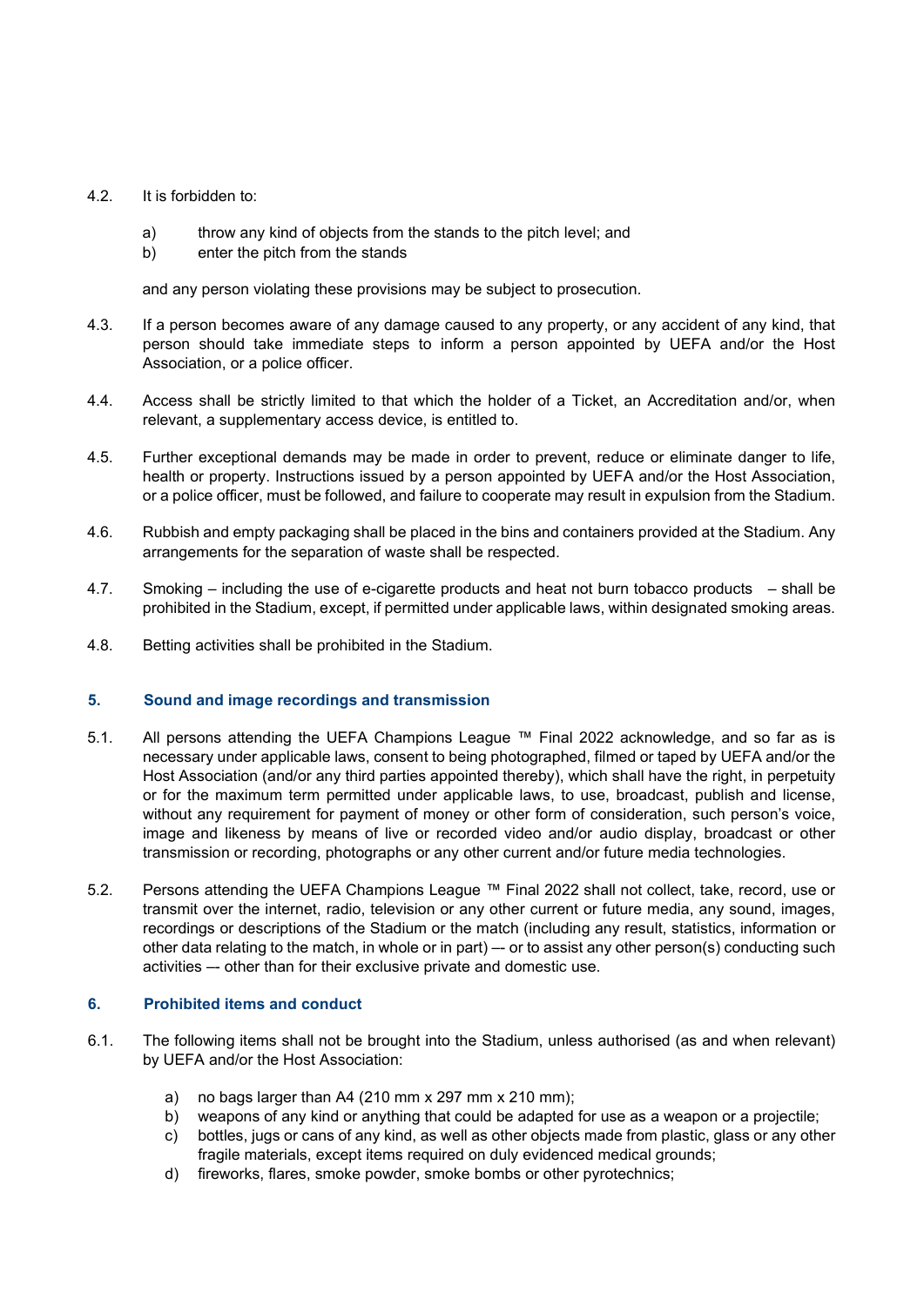4.2. It is forbidden to:

a) throw any kind of objects from the stands to the pitch level; and
b) enter the pitch from the stands

and any person violating these provisions may be subject to prosecution.

4.3. If a person becomes aware of any damage caused to any property, or any accident of any kind, that person should take immediate steps to inform a person appointed by UEFA and/or the Host Association, or a police officer.

4.4. Access shall be strictly limited to that which the holder of a Ticket, an Accreditation and/or, when relevant, a supplementary access device, is entitled to.

4.5. Further exceptional demands may be made in order to prevent, reduce or eliminate danger to life, health or property. Instructions issued by a person appointed by UEFA and/or the Host Association, or a police officer, must be followed, and failure to cooperate may result in expulsion from the Stadium.

4.6. Rubbish and empty packaging shall be placed in the bins and containers provided at the Stadium. Any arrangements for the separation of waste shall be respected.

4.7. Smoking – including the use of e-cigarette products and heat not burn tobacco products – shall be prohibited in the Stadium, except, if permitted under applicable laws, within designated smoking areas.

4.8. Betting activities shall be prohibited in the Stadium.

## 5. Sound and image recordings and transmission

5.1. All persons attending the UEFA Champions League ™ Final 2022 acknowledge, and so far as is necessary under applicable laws, consent to being photographed, filmed or taped by UEFA and/or the Host Association (and/or any third parties appointed thereby), which shall have the right, in perpetuity or for the maximum term permitted under applicable laws, to use, broadcast, publish and license, without any requirement for payment of money or other form of consideration, such person's voice, image and likeness by means of live or recorded video and/or audio display, broadcast or other transmission or recording, photographs or any other current and/or future media technologies.

5.2. Persons attending the UEFA Champions League ™ Final 2022 shall not collect, take, record, use or transmit over the internet, radio, television or any other current or future media, any sound, images, recordings or descriptions of the Stadium or the match (including any result, statistics, information or other data relating to the match, in whole or in part) –- or to assist any other person(s) conducting such activities –- other than for their exclusive private and domestic use.

## 6. Prohibited items and conduct

6.1. The following items shall not be brought into the Stadium, unless authorised (as and when relevant) by UEFA and/or the Host Association:

a) no bags larger than A4 (210 mm x 297 mm x 210 mm);
b) weapons of any kind or anything that could be adapted for use as a weapon or a projectile;
c) bottles, jugs or cans of any kind, as well as other objects made from plastic, glass or any other fragile materials, except items required on duly evidenced medical grounds;
d) fireworks, flares, smoke powder, smoke bombs or other pyrotechnics;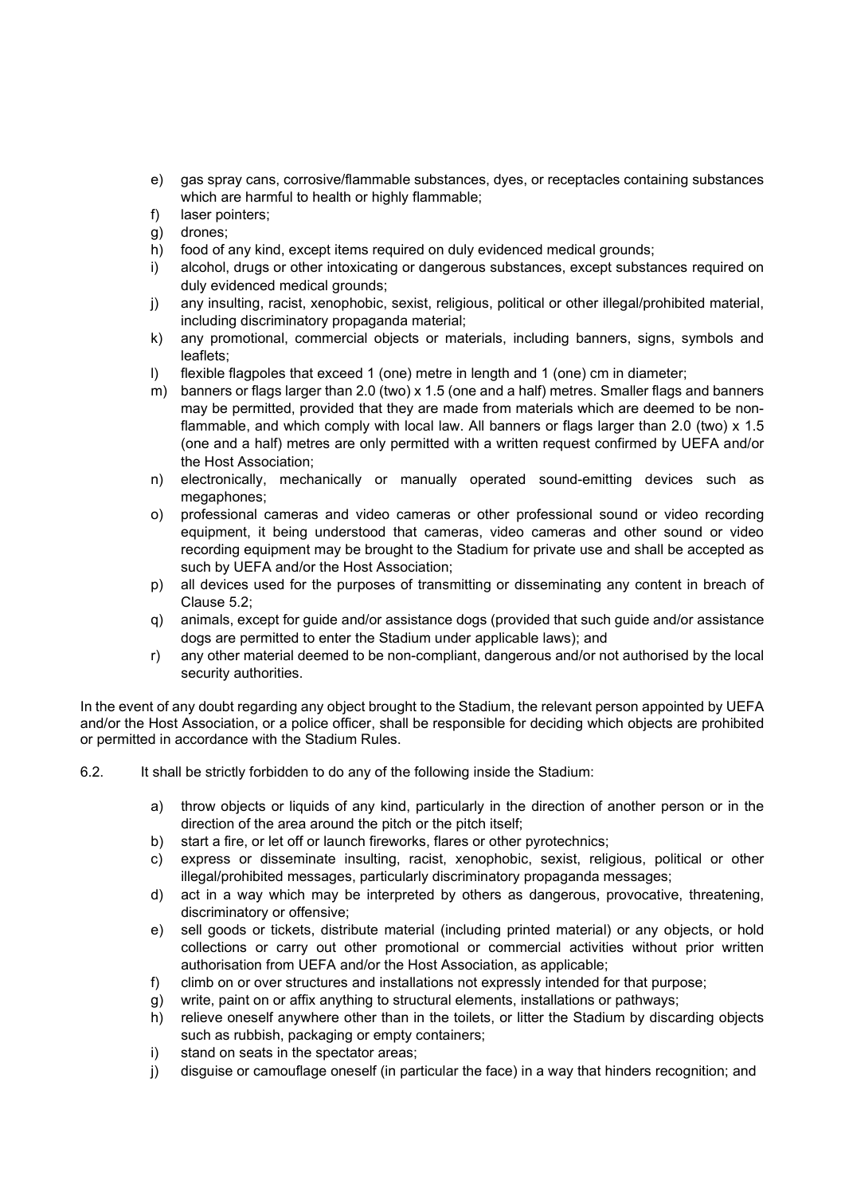e) gas spray cans, corrosive/flammable substances, dyes, or receptacles containing substances which are harmful to health or highly flammable;
f) laser pointers;
g) drones;
h) food of any kind, except items required on duly evidenced medical grounds;
i) alcohol, drugs or other intoxicating or dangerous substances, except substances required on duly evidenced medical grounds;
j) any insulting, racist, xenophobic, sexist, religious, political or other illegal/prohibited material, including discriminatory propaganda material;
k) any promotional, commercial objects or materials, including banners, signs, symbols and leaflets;
l) flexible flagpoles that exceed 1 (one) metre in length and 1 (one) cm in diameter;
m) banners or flags larger than 2.0 (two) x 1.5 (one and a half) metres. Smaller flags and banners may be permitted, provided that they are made from materials which are deemed to be non-flammable, and which comply with local law. All banners or flags larger than 2.0 (two) x 1.5 (one and a half) metres are only permitted with a written request confirmed by UEFA and/or the Host Association;
n) electronically, mechanically or manually operated sound-emitting devices such as megaphones;
o) professional cameras and video cameras or other professional sound or video recording equipment, it being understood that cameras, video cameras and other sound or video recording equipment may be brought to the Stadium for private use and shall be accepted as such by UEFA and/or the Host Association;
p) all devices used for the purposes of transmitting or disseminating any content in breach of Clause 5.2;
q) animals, except for guide and/or assistance dogs (provided that such guide and/or assistance dogs are permitted to enter the Stadium under applicable laws); and
r) any other material deemed to be non-compliant, dangerous and/or not authorised by the local security authorities.

In the event of any doubt regarding any object brought to the Stadium, the relevant person appointed by UEFA and/or the Host Association, or a police officer, shall be responsible for deciding which objects are prohibited or permitted in accordance with the Stadium Rules.

6.2. It shall be strictly forbidden to do any of the following inside the Stadium:

a) throw objects or liquids of any kind, particularly in the direction of another person or in the direction of the area around the pitch or the pitch itself;
b) start a fire, or let off or launch fireworks, flares or other pyrotechnics;
c) express or disseminate insulting, racist, xenophobic, sexist, religious, political or other illegal/prohibited messages, particularly discriminatory propaganda messages;
d) act in a way which may be interpreted by others as dangerous, provocative, threatening, discriminatory or offensive;
e) sell goods or tickets, distribute material (including printed material) or any objects, or hold collections or carry out other promotional or commercial activities without prior written authorisation from UEFA and/or the Host Association, as applicable;
f) climb on or over structures and installations not expressly intended for that purpose;
g) write, paint on or affix anything to structural elements, installations or pathways;
h) relieve oneself anywhere other than in the toilets, or litter the Stadium by discarding objects such as rubbish, packaging or empty containers;
i) stand on seats in the spectator areas;
j) disguise or camouflage oneself (in particular the face) in a way that hinders recognition; and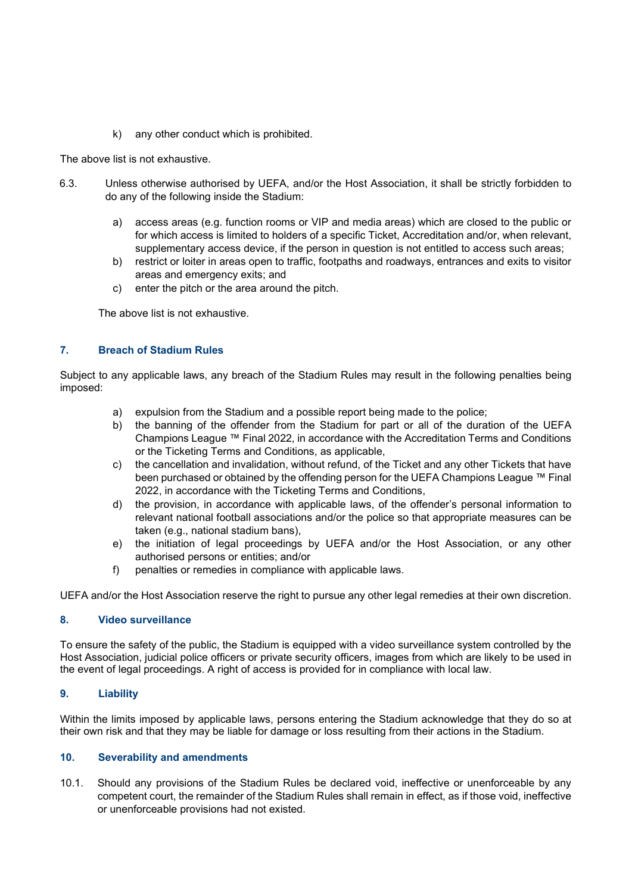k) any other conduct which is prohibited.

The above list is not exhaustive.

6.3. Unless otherwise authorised by UEFA, and/or the Host Association, it shall be strictly forbidden to do any of the following inside the Stadium:

a) access areas (e.g. function rooms or VIP and media areas) which are closed to the public or for which access is limited to holders of a specific Ticket, Accreditation and/or, when relevant, supplementary access device, if the person in question is not entitled to access such areas;
b) restrict or loiter in areas open to traffic, footpaths and roadways, entrances and exits to visitor areas and emergency exits; and
c) enter the pitch or the area around the pitch.

The above list is not exhaustive.

## 7. Breach of Stadium Rules

Subject to any applicable laws, any breach of the Stadium Rules may result in the following penalties being imposed:

a) expulsion from the Stadium and a possible report being made to the police;
b) the banning of the offender from the Stadium for part or all of the duration of the UEFA Champions League ™ Final 2022, in accordance with the Accreditation Terms and Conditions or the Ticketing Terms and Conditions, as applicable,
c) the cancellation and invalidation, without refund, of the Ticket and any other Tickets that have been purchased or obtained by the offending person for the UEFA Champions League ™ Final 2022, in accordance with the Ticketing Terms and Conditions,
d) the provision, in accordance with applicable laws, of the offender's personal information to relevant national football associations and/or the police so that appropriate measures can be taken (e.g., national stadium bans),
e) the initiation of legal proceedings by UEFA and/or the Host Association, or any other authorised persons or entities; and/or
f) penalties or remedies in compliance with applicable laws.

UEFA and/or the Host Association reserve the right to pursue any other legal remedies at their own discretion.

## 8. Video surveillance

To ensure the safety of the public, the Stadium is equipped with a video surveillance system controlled by the Host Association, judicial police officers or private security officers, images from which are likely to be used in the event of legal proceedings. A right of access is provided for in compliance with local law.

## 9. Liability

Within the limits imposed by applicable laws, persons entering the Stadium acknowledge that they do so at their own risk and that they may be liable for damage or loss resulting from their actions in the Stadium.

## 10. Severability and amendments

10.1. Should any provisions of the Stadium Rules be declared void, ineffective or unenforceable by any competent court, the remainder of the Stadium Rules shall remain in effect, as if those void, ineffective or unenforceable provisions had not existed.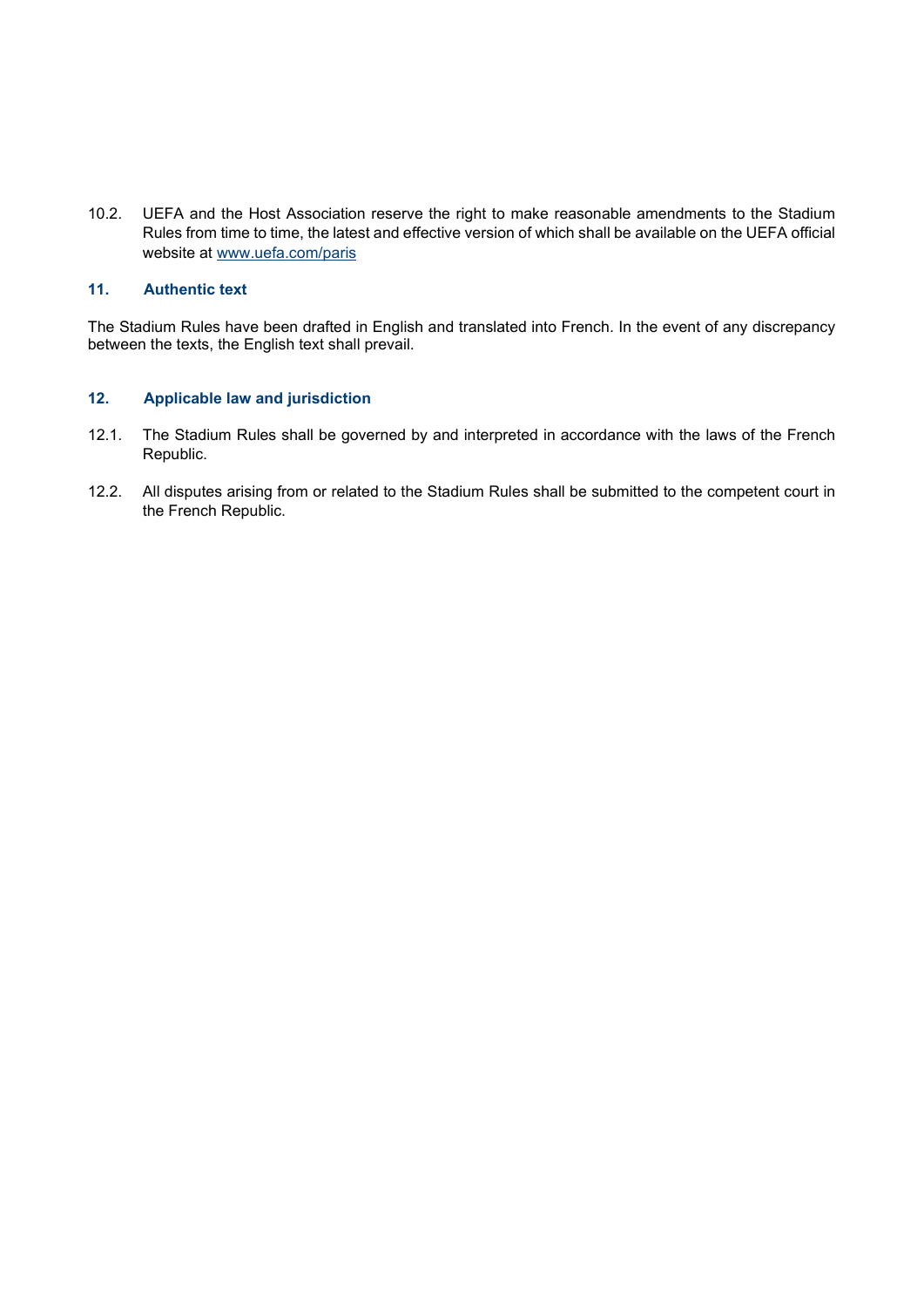10.2. UEFA and the Host Association reserve the right to make reasonable amendments to the Stadium Rules from time to time, the latest and effective version of which shall be available on the UEFA official website at [www.uefa.com/paris](www.uefa.com/paris)

## 11. Authentic text

The Stadium Rules have been drafted in English and translated into French. In the event of any discrepancy between the texts, the English text shall prevail.

## 12. Applicable law and jurisdiction

12.1. The Stadium Rules shall be governed by and interpreted in accordance with the laws of the French Republic.

12.2. All disputes arising from or related to the Stadium Rules shall be submitted to the competent court in the French Republic.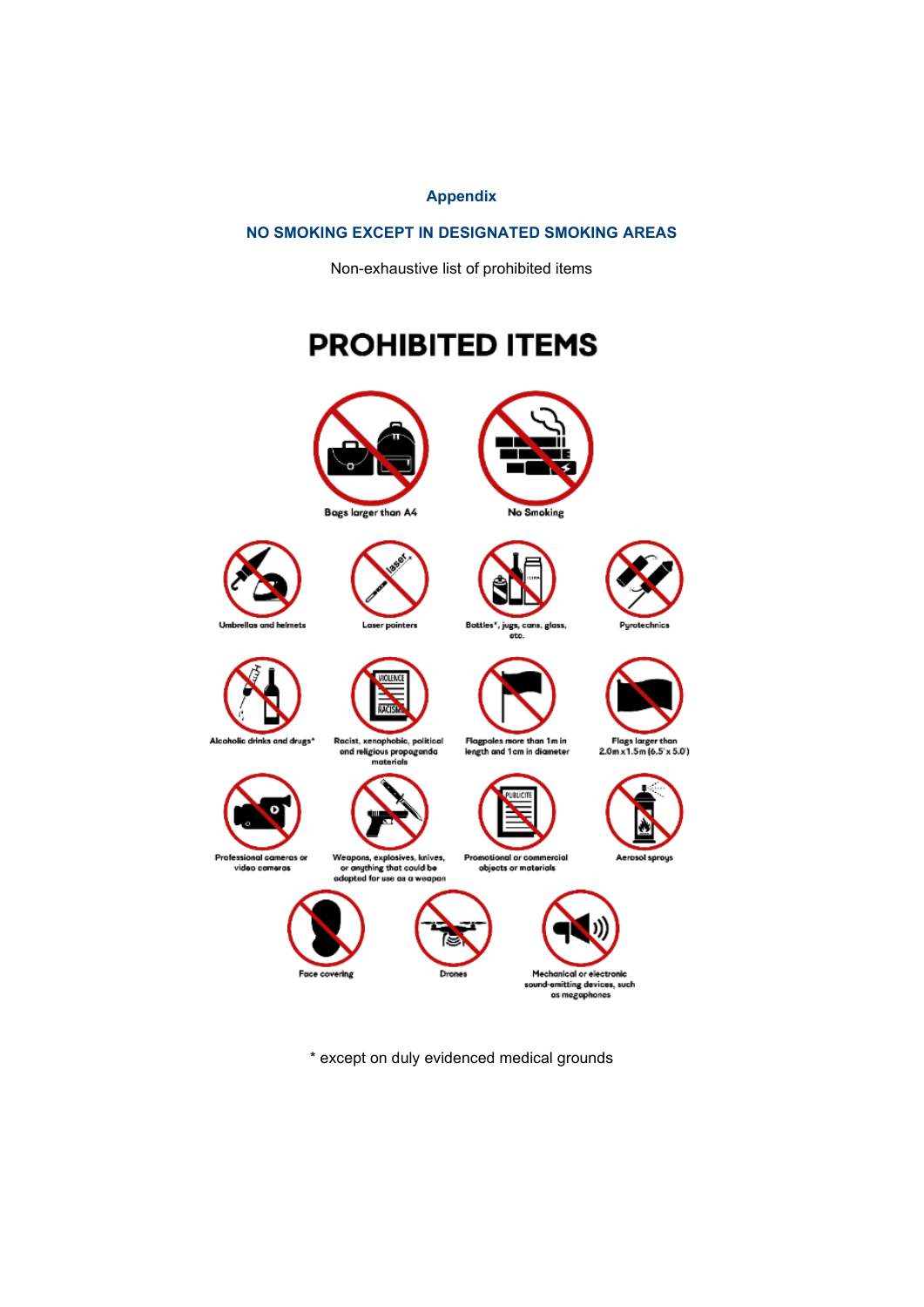**Appendix**

**NO SMOKING EXCEPT IN DESIGNATED SMOKING AREAS**

Non-exhaustive list of prohibited items

# PROHIBITED ITEMS

Bags larger than A4

No Smoking

Umbrellas and helmets

Laser pointers

Bottles*, jugs, cans, glass, etc.

Pyrotechnics

Alcoholic drinks and drugs*

Racist, xenophobic, political and religious propaganda materials

Flagpoles more than 1m in length and 1cm in diameter

Flags larger than 2.0m x 1.5m (6.5' x 5.0')

Professional cameras or video cameras

Weapons, explosives, knives, or anything that could be adapted for use as a weapon

Promotional or commercial objects or materials

Aerosol sprays

Face covering

Drones

Mechanical or electronic sound-emitting devices, such as megaphones

* except on duly evidenced medical grounds